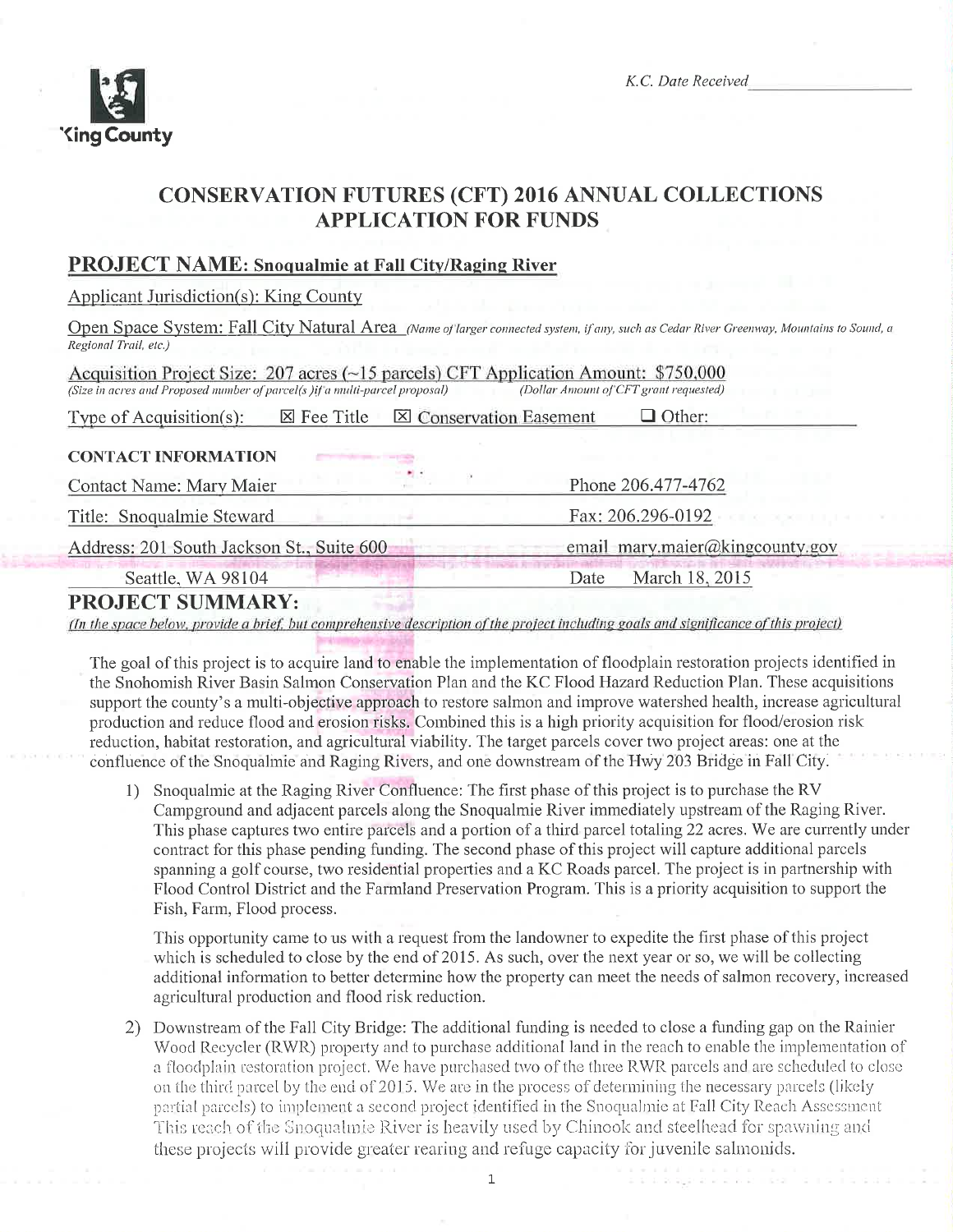King County

*K.C. Date Received* ____________________

# CONSERVATION FUTURES (CFT) 2016 ANNUAL COLLECTIONS APPLICATION FOR FUNDS

## PROJECT NAME: Snoqualmie at Fall City/Raging River

Applicant Jurisdiction(s): King County

Open Space System: Fall City Natural Area *(Name of larger connected system, if any, such as Cedar River Greenway, Mountains to Sound, a Regional Trail, etc.)*

Acquisition Project Size: 207 acres (~15 parcels) *(Size in acres and Proposed number of parcel(s) if a multi-parcel proposal)*

CFT Application Amount: $750,000 *(Dollar Amount of CFT grant requested)*

Type of Acquisition(s): ☒ Fee Title ☒ Conservation Easement ☐ Other:

**CONTACT INFORMATION**

| | |
|---|---|
| Contact Name: Mary Maier | Phone 206.477-4762 |
| Title: Snoqualmie Steward | Fax: 206.296-0192 |
| Address: 201 South Jackson St., Suite 600 | email mary.maier@kingcounty.gov |
| Seattle, WA 98104 | Date March 18, 2015 |

## PROJECT SUMMARY:

*(In the space below, provide a brief, but comprehensive description of the project including goals and significance of this project)*

The goal of this project is to acquire land to enable the implementation of floodplain restoration projects identified in the Snohomish River Basin Salmon Conservation Plan and the KC Flood Hazard Reduction Plan. These acquisitions support the county's a multi-objective approach to restore salmon and improve watershed health, increase agricultural production and reduce flood and erosion risks. Combined this is a high priority acquisition for flood/erosion risk reduction, habitat restoration, and agricultural viability. The target parcels cover two project areas: one at the confluence of the Snoqualmie and Raging Rivers, and one downstream of the Hwy 203 Bridge in Fall City.

1) Snoqualmie at the Raging River Confluence: The first phase of this project is to purchase the RV Campground and adjacent parcels along the Snoqualmie River immediately upstream of the Raging River. This phase captures two entire parcels and a portion of a third parcel totaling 22 acres. We are currently under contract for this phase pending funding. The second phase of this project will capture additional parcels spanning a golf course, two residential properties and a KC Roads parcel. The project is in partnership with Flood Control District and the Farmland Preservation Program. This is a priority acquisition to support the Fish, Farm, Flood process.

   This opportunity came to us with a request from the landowner to expedite the first phase of this project which is scheduled to close by the end of 2015. As such, over the next year or so, we will be collecting additional information to better determine how the property can meet the needs of salmon recovery, increased agricultural production and flood risk reduction.

2) Downstream of the Fall City Bridge: The additional funding is needed to close a funding gap on the Rainier Wood Recycler (RWR) property and to purchase additional land in the reach to enable the implementation of a floodplain restoration project. We have purchased two of the three RWR parcels and are scheduled to close on the third parcel by the end of 2015. We are in the process of determining the necessary parcels (likely partial parcels) to implement a second project identified in the Snoqualmie at Fall City Reach Assessment. This reach of the Snoqualmie River is heavily used by Chinook and steelhead for spawning and these projects will provide greater rearing and refuge capacity for juvenile salmonids.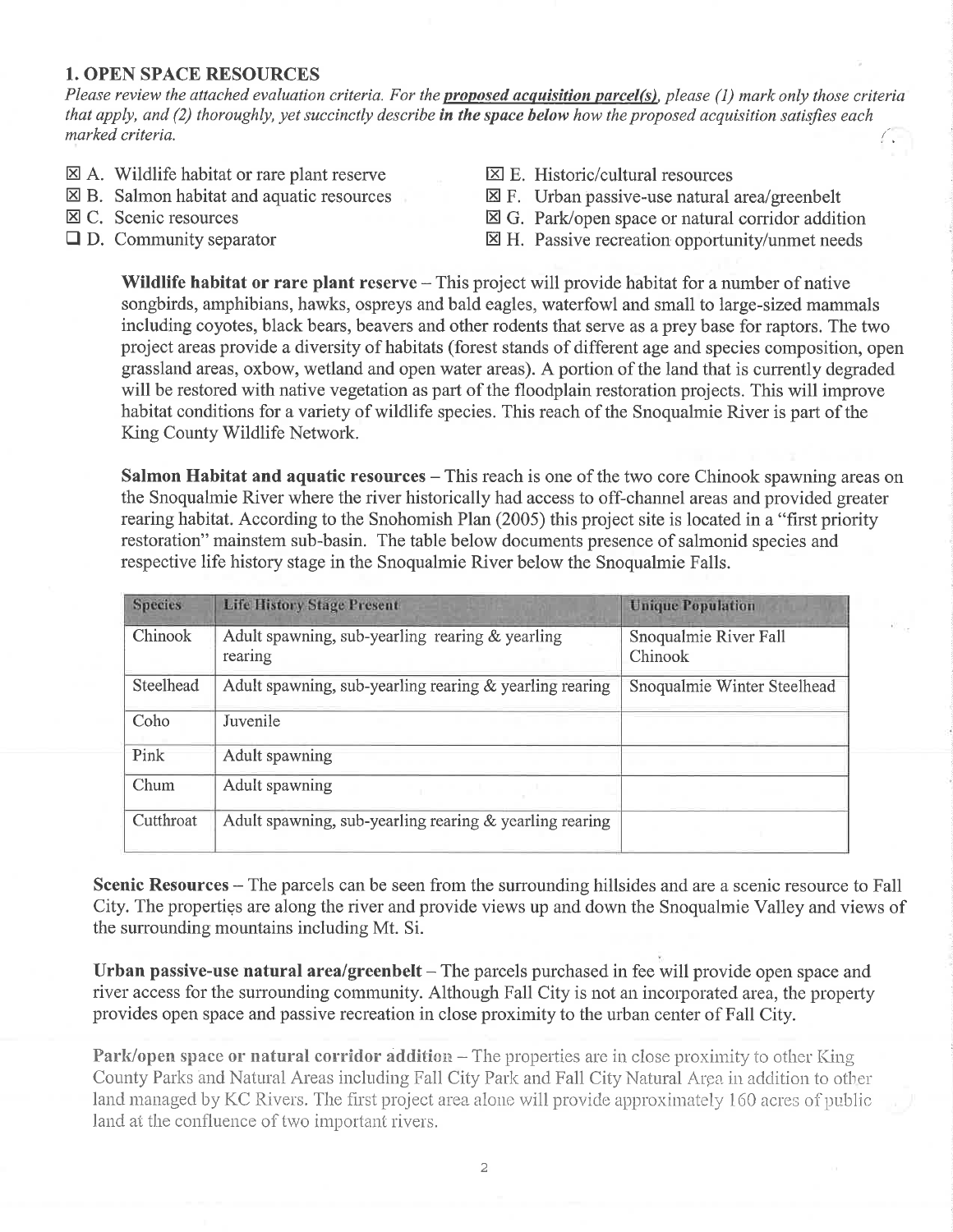## 1. OPEN SPACE RESOURCES

*Please review the attached evaluation criteria. For the **proposed acquisition parcel(s)**, please (1) mark only those criteria that apply, and (2) thoroughly, yet succinctly describe **in the space below** how the proposed acquisition satisfies each marked criteria.*

- ☒ A. Wildlife habitat or rare plant reserve
- ☒ B. Salmon habitat and aquatic resources
- ☒ C. Scenic resources
- ☐ D. Community separator
- ☒ E. Historic/cultural resources
- ☒ F. Urban passive-use natural area/greenbelt
- ☒ G. Park/open space or natural corridor addition
- ☒ H. Passive recreation opportunity/unmet needs

**Wildlife habitat or rare plant reserve** – This project will provide habitat for a number of native songbirds, amphibians, hawks, ospreys and bald eagles, waterfowl and small to large-sized mammals including coyotes, black bears, beavers and other rodents that serve as a prey base for raptors. The two project areas provide a diversity of habitats (forest stands of different age and species composition, open grassland areas, oxbow, wetland and open water areas). A portion of the land that is currently degraded will be restored with native vegetation as part of the floodplain restoration projects. This will improve habitat conditions for a variety of wildlife species. This reach of the Snoqualmie River is part of the King County Wildlife Network.

**Salmon Habitat and aquatic resources** – This reach is one of the two core Chinook spawning areas on the Snoqualmie River where the river historically had access to off-channel areas and provided greater rearing habitat. According to the Snohomish Plan (2005) this project site is located in a "first priority restoration" mainstem sub-basin. The table below documents presence of salmonid species and respective life history stage in the Snoqualmie River below the Snoqualmie Falls.

| Species | Life History Stage Present | Unique Population |
|---|---|---|
| Chinook | Adult spawning, sub-yearling rearing & yearling rearing | Snoqualmie River Fall Chinook |
| Steelhead | Adult spawning, sub-yearling rearing & yearling rearing | Snoqualmie Winter Steelhead |
| Coho | Juvenile | |
| Pink | Adult spawning | |
| Chum | Adult spawning | |
| Cutthroat | Adult spawning, sub-yearling rearing & yearling rearing | |

**Scenic Resources** – The parcels can be seen from the surrounding hillsides and are a scenic resource to Fall City. The properties are along the river and provide views up and down the Snoqualmie Valley and views of the surrounding mountains including Mt. Si.

**Urban passive-use natural area/greenbelt** – The parcels purchased in fee will provide open space and river access for the surrounding community. Although Fall City is not an incorporated area, the property provides open space and passive recreation in close proximity to the urban center of Fall City.

**Park/open space or natural corridor addition** – The properties are in close proximity to other King County Parks and Natural Areas including Fall City Park and Fall City Natural Area in addition to other land managed by KC Rivers. The first project area alone will provide approximately 160 acres of public land at the confluence of two important rivers.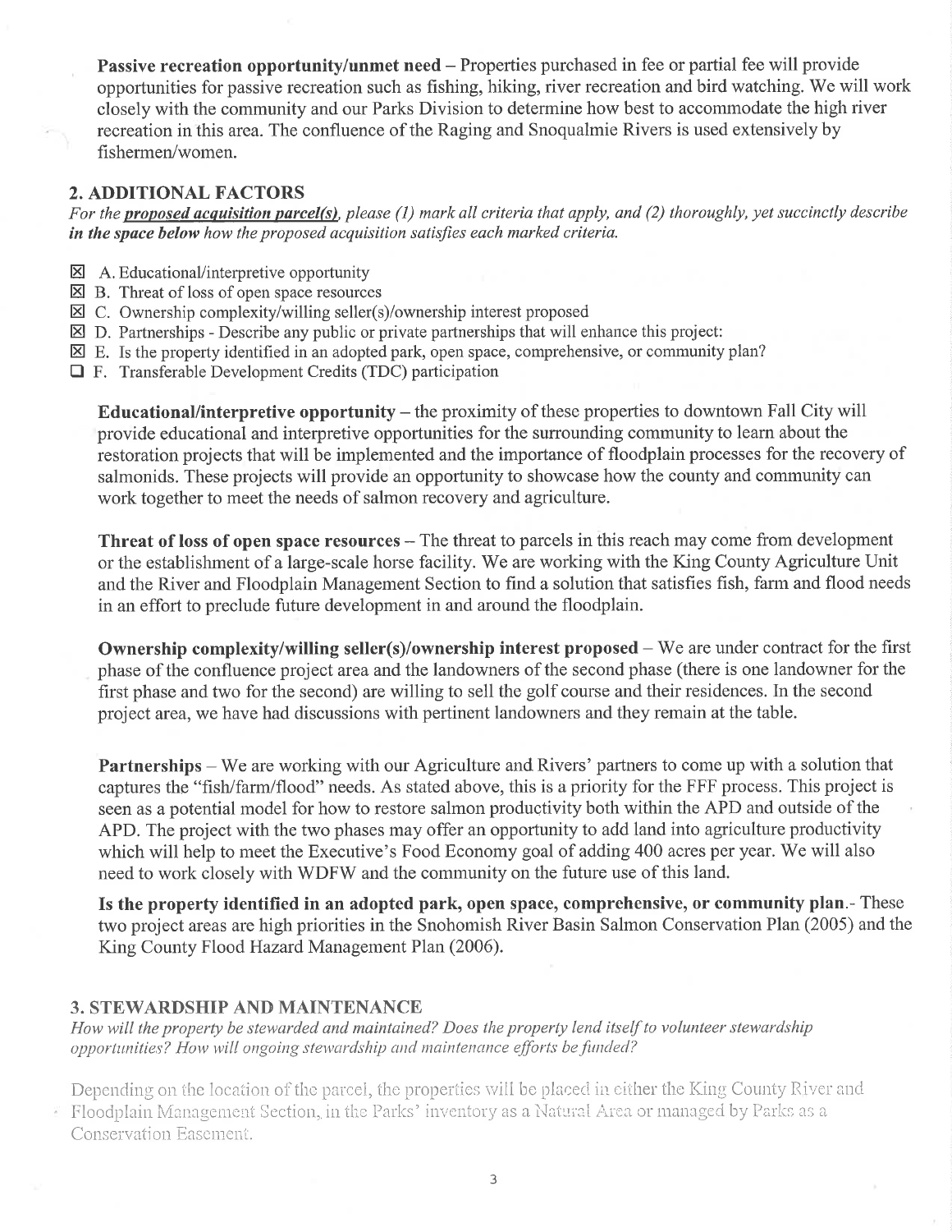**Passive recreation opportunity/unmet need** – Properties purchased in fee or partial fee will provide opportunities for passive recreation such as fishing, hiking, river recreation and bird watching. We will work closely with the community and our Parks Division to determine how best to accommodate the high river recreation in this area. The confluence of the Raging and Snoqualmie Rivers is used extensively by fishermen/women.

## 2. ADDITIONAL FACTORS

*For the **proposed acquisition parcel(s)**, please (1) mark all criteria that apply, and (2) thoroughly, yet succinctly describe **in the space below** how the proposed acquisition satisfies each marked criteria.*

- ☒ A. Educational/interpretive opportunity
- ☒ B. Threat of loss of open space resources
- ☒ C. Ownership complexity/willing seller(s)/ownership interest proposed
- ☒ D. Partnerships - Describe any public or private partnerships that will enhance this project:
- ☒ E. Is the property identified in an adopted park, open space, comprehensive, or community plan?
- ☐ F. Transferable Development Credits (TDC) participation

**Educational/interpretive opportunity** – the proximity of these properties to downtown Fall City will provide educational and interpretive opportunities for the surrounding community to learn about the restoration projects that will be implemented and the importance of floodplain processes for the recovery of salmonids. These projects will provide an opportunity to showcase how the county and community can work together to meet the needs of salmon recovery and agriculture.

**Threat of loss of open space resources** – The threat to parcels in this reach may come from development or the establishment of a large-scale horse facility. We are working with the King County Agriculture Unit and the River and Floodplain Management Section to find a solution that satisfies fish, farm and flood needs in an effort to preclude future development in and around the floodplain.

**Ownership complexity/willing seller(s)/ownership interest proposed** – We are under contract for the first phase of the confluence project area and the landowners of the second phase (there is one landowner for the first phase and two for the second) are willing to sell the golf course and their residences. In the second project area, we have had discussions with pertinent landowners and they remain at the table.

**Partnerships** – We are working with our Agriculture and Rivers' partners to come up with a solution that captures the "fish/farm/flood" needs. As stated above, this is a priority for the FFF process. This project is seen as a potential model for how to restore salmon productivity both within the APD and outside of the APD. The project with the two phases may offer an opportunity to add land into agriculture productivity which will help to meet the Executive's Food Economy goal of adding 400 acres per year. We will also need to work closely with WDFW and the community on the future use of this land.

**Is the property identified in an adopted park, open space, comprehensive, or community plan**.- These two project areas are high priorities in the Snohomish River Basin Salmon Conservation Plan (2005) and the King County Flood Hazard Management Plan (2006).

## 3. STEWARDSHIP AND MAINTENANCE

*How will the property be stewarded and maintained? Does the property lend itself to volunteer stewardship opportunities? How will ongoing stewardship and maintenance efforts be funded?*

Depending on the location of the parcel, the properties will be placed in either the King County River and Floodplain Management Section, in the Parks' inventory as a Natural Area or managed by Parks as a Conservation Easement.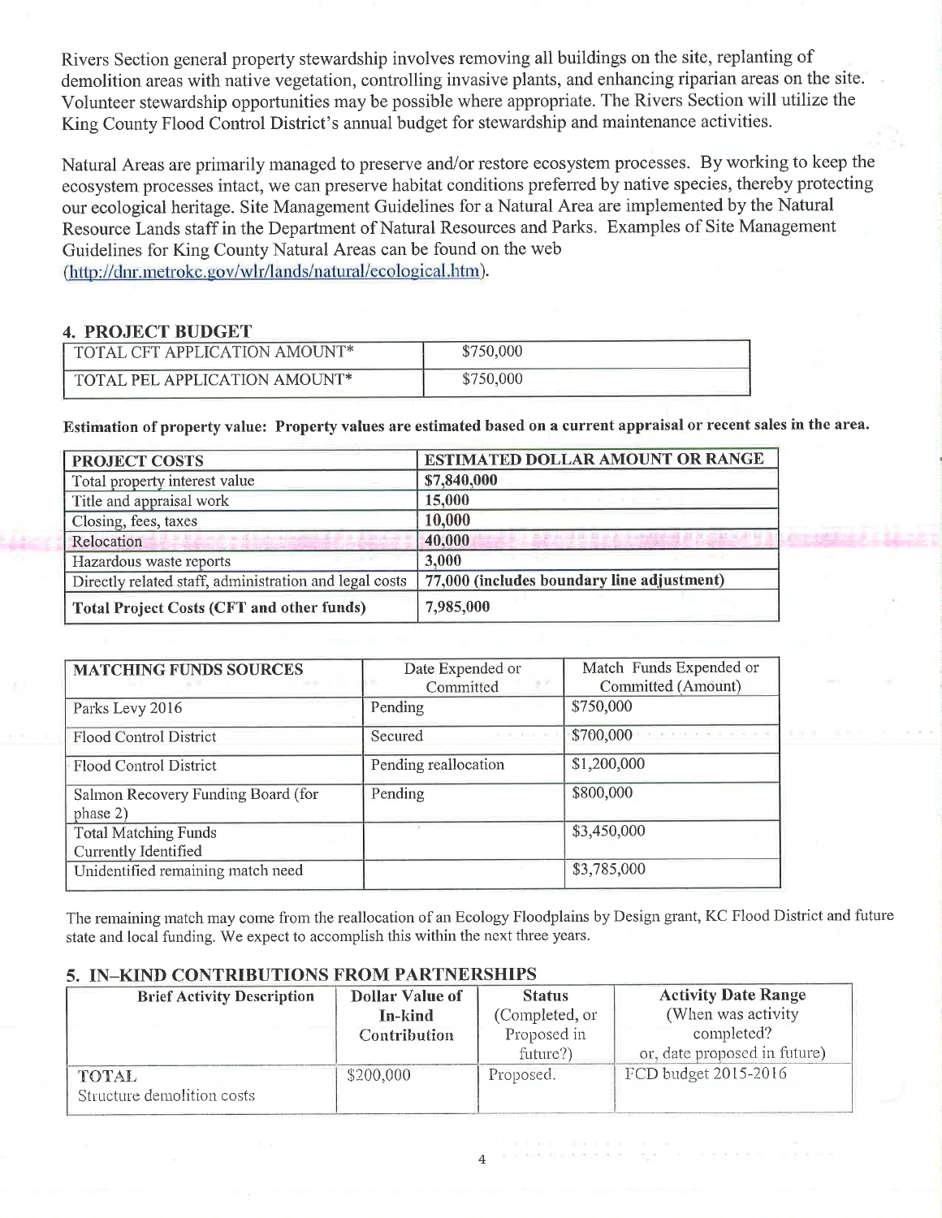Rivers Section general property stewardship involves removing all buildings on the site, replanting of demolition areas with native vegetation, controlling invasive plants, and enhancing riparian areas on the site. Volunteer stewardship opportunities may be possible where appropriate. The Rivers Section will utilize the King County Flood Control District's annual budget for stewardship and maintenance activities.

Natural Areas are primarily managed to preserve and/or restore ecosystem processes. By working to keep the ecosystem processes intact, we can preserve habitat conditions preferred by native species, thereby protecting our ecological heritage. Site Management Guidelines for a Natural Area are implemented by the Natural Resource Lands staff in the Department of Natural Resources and Parks. Examples of Site Management Guidelines for King County Natural Areas can be found on the web (http://dnr.metrokc.gov/wlr/lands/natural/ecological.htm).

## 4. PROJECT BUDGET

| | |
|---|---|
| TOTAL CFT APPLICATION AMOUNT* | $750,000 |
| TOTAL PEL APPLICATION AMOUNT* | $750,000 |

**Estimation of property value: Property values are estimated based on a current appraisal or recent sales in the area.**

| PROJECT COSTS | ESTIMATED DOLLAR AMOUNT OR RANGE |
|---|---|
| Total property interest value | **$7,840,000** |
| Title and appraisal work | **15,000** |
| Closing, fees, taxes | **10,000** |
| Relocation | **40,000** |
| Hazardous waste reports | **3,000** |
| Directly related staff, administration and legal costs | **77,000 (includes boundary line adjustment)** |
| **Total Project Costs (CFT and other funds)** | **7,985,000** |

| MATCHING FUNDS SOURCES | Date Expended or Committed | Match Funds Expended or Committed (Amount) |
|---|---|---|
| Parks Levy 2016 | Pending | $750,000 |
| Flood Control District | Secured | $700,000 |
| Flood Control District | Pending reallocation | $1,200,000 |
| Salmon Recovery Funding Board (for phase 2) | Pending | $800,000 |
| Total Matching Funds Currently Identified | | $3,450,000 |
| Unidentified remaining match need | | $3,785,000 |

The remaining match may come from the reallocation of an Ecology Floodplains by Design grant, KC Flood District and future state and local funding. We expect to accomplish this within the next three years.

## 5. IN–KIND CONTRIBUTIONS FROM PARTNERSHIPS

| Brief Activity Description | Dollar Value of In-kind Contribution | Status (Completed, or Proposed in future?) | Activity Date Range (When was activity completed? or, date proposed in future) |
|---|---|---|---|
| TOTAL Structure demolition costs | $200,000 | Proposed. | FCD budget 2015-2016 |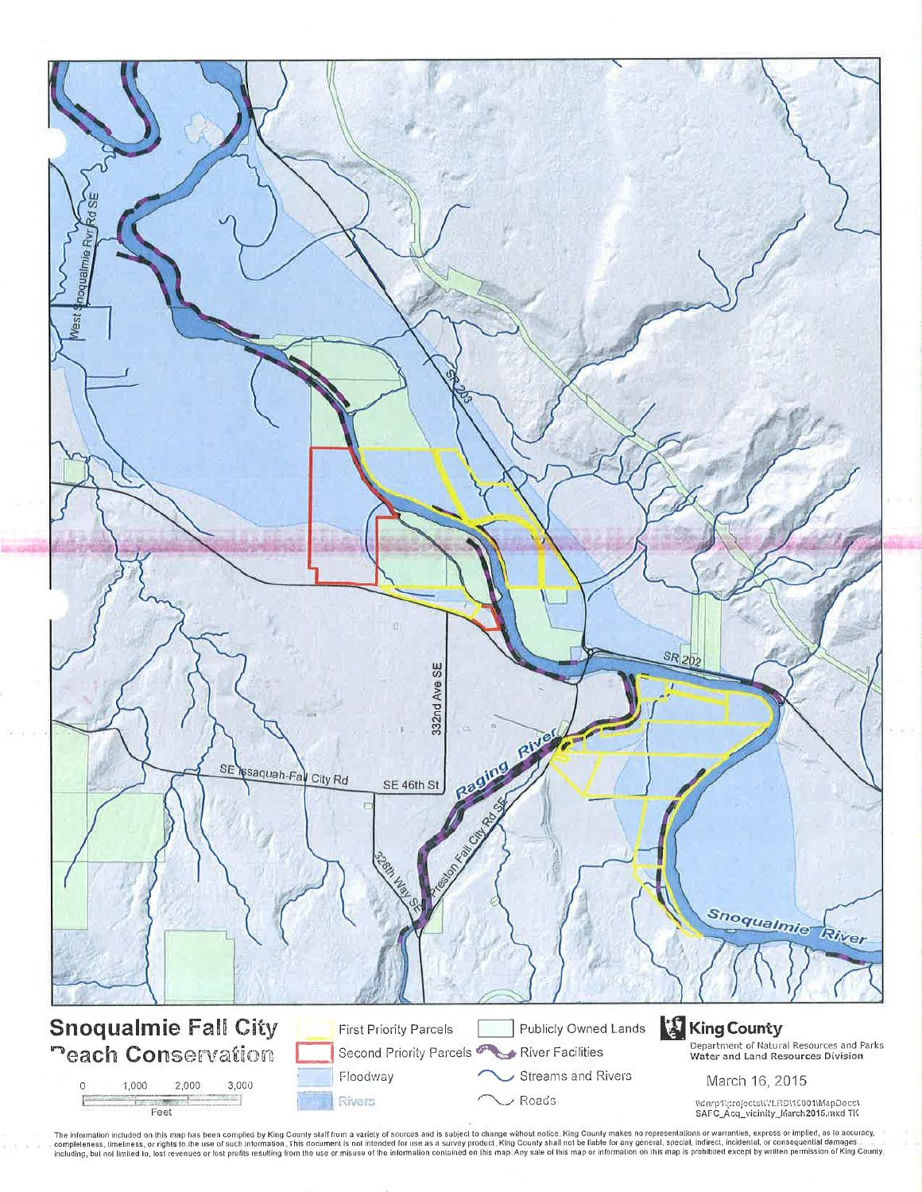# Snoqualmie Fall City Reach Conservation

First Priority Parcels

Second Priority Parcels

Floodway

Rivers

Publicly Owned Lands

River Facilities

Streams and Rivers

Roads

0 1,000 2,000 3,000

Feet

**King County**

Department of Natural Resources and Parks
**Water and Land Resources Division**

March 16, 2015

\\dnrp1\projects\WLRD\10001\MapDocs\
SAFC_Acq_vicinity_March2015.mxd TK

West Snoqualmie Rvr Rd SE

SR 203

SR 202

332nd Ave SE

SE Issaquah-Fall City Rd

SE 46th St

Raging River

Preston Fall City Rd SE

328th Way SE

Snoqualmie River

The information included on this map has been compiled by King County staff from a variety of sources and is subject to change without notice. King County makes no representations or warranties, express or implied, as to accuracy, completeness, timeliness, or rights to the use of such information. This document is not intended for use as a survey product. King County shall not be liable for any general, special, indirect, incidental, or consequential damages including, but not limited to, lost revenues or lost profits resulting from the use or misuse of the information contained on this map. Any sale of this map or information on this map is prohibited except by written permission of King County.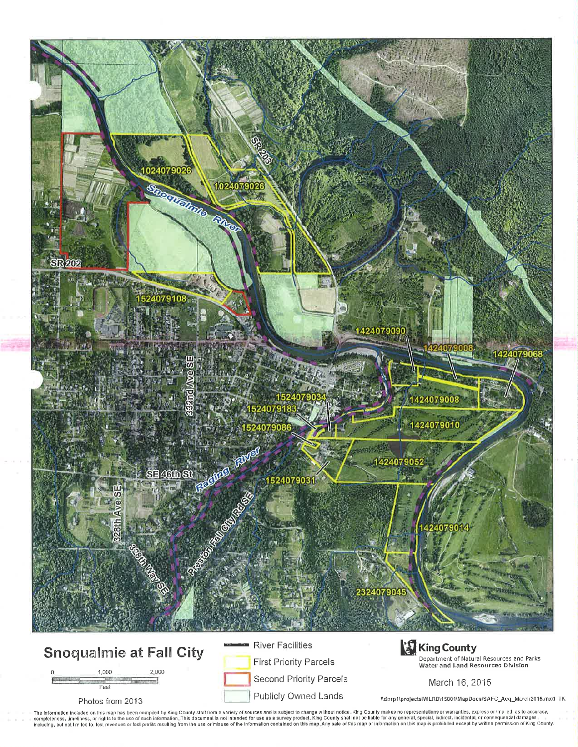1024079026

1024079026

Snoqualmie River

SR 203

SR 202

1524079108

332nd Ave SE

1424079090

1424079008

1424079068

1524079034

1524079183

1424079008

1524079086

1424079010

1424079052

SE 46th St

Raging River

1524079031

328th Ave SE

328th Way SE

Preston Fall City Rd SE

1424079014

2324079045

# Snoqualmie at Fall City

0 1,000 2,000

Feet

Photos from 2013

River Facilities

First Priority Parcels

Second Priority Parcels

Publicly Owned Lands

King County

Department of Natural Resources and Parks
Water and Land Resources Division

March 16, 2015

\\dnrp1\projects\WLRD\15001\MapDocs\SAFC_Acq_March2015.mxd TK

The information included on this map has been compiled by King County staff from a variety of sources and is subject to change without notice. King County makes no representations or warranties, express or implied, as to accuracy, completeness, timeliness, or rights to the use of such information. This document is not intended for use as a survey product. King County shall not be liable for any general, special, indirect, incidental, or consequential damages including, but not limited to, lost revenues or lost profits resulting from the use or misuse of the information contained on this map. Any sale of this map or information on this map is prohibited except by written permission of King County.